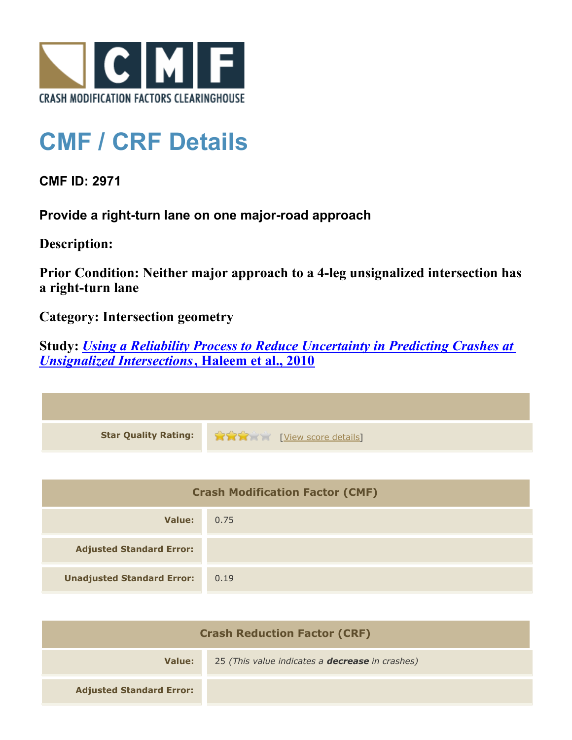CRASH MODIFICATION FACTORS CLEARINGHOUSE

# CMF / CRF Details

**CMF ID: 2971**

**Provide a right-turn lane on one major-road approach**

**Description:**

**Prior Condition: Neither major approach to a 4-leg unsignalized intersection has a right-turn lane**

**Category: Intersection geometry**

**Study: *Using a Reliability Process to Reduce Uncertainty in Predicting Crashes at Unsignalized Intersections*, Haleem et al., 2010**

| | |
|---|---|
| **Star Quality Rating:** | 3 of 5 stars [View score details] |

| Crash Modification Factor (CMF) | |
|---|---|
| **Value:** | 0.75 |
| **Adjusted Standard Error:** | |
| **Unadjusted Standard Error:** | 0.19 |

| Crash Reduction Factor (CRF) | |
|---|---|
| **Value:** | 25 *(This value indicates a **decrease** in crashes)* |
| **Adjusted Standard Error:** | |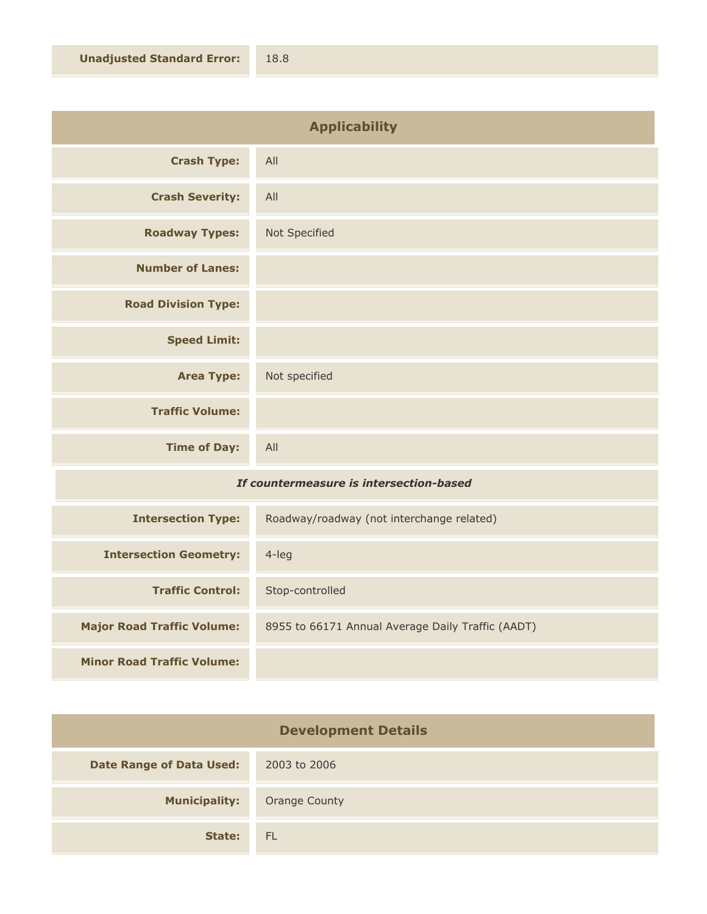| | |
|---|---|
| **Unadjusted Standard Error:** | 18.8 |

## Applicability

| | |
|---|---|
| **Crash Type:** | All |
| **Crash Severity:** | All |
| **Roadway Types:** | Not Specified |
| **Number of Lanes:** | |
| **Road Division Type:** | |
| **Speed Limit:** | |
| **Area Type:** | Not specified |
| **Traffic Volume:** | |
| **Time of Day:** | All |

***If countermeasure is intersection-based***

| | |
|---|---|
| **Intersection Type:** | Roadway/roadway (not interchange related) |
| **Intersection Geometry:** | 4-leg |
| **Traffic Control:** | Stop-controlled |
| **Major Road Traffic Volume:** | 8955 to 66171 Annual Average Daily Traffic (AADT) |
| **Minor Road Traffic Volume:** | |

## Development Details

| | |
|---|---|
| **Date Range of Data Used:** | 2003 to 2006 |
| **Municipality:** | Orange County |
| **State:** | FL |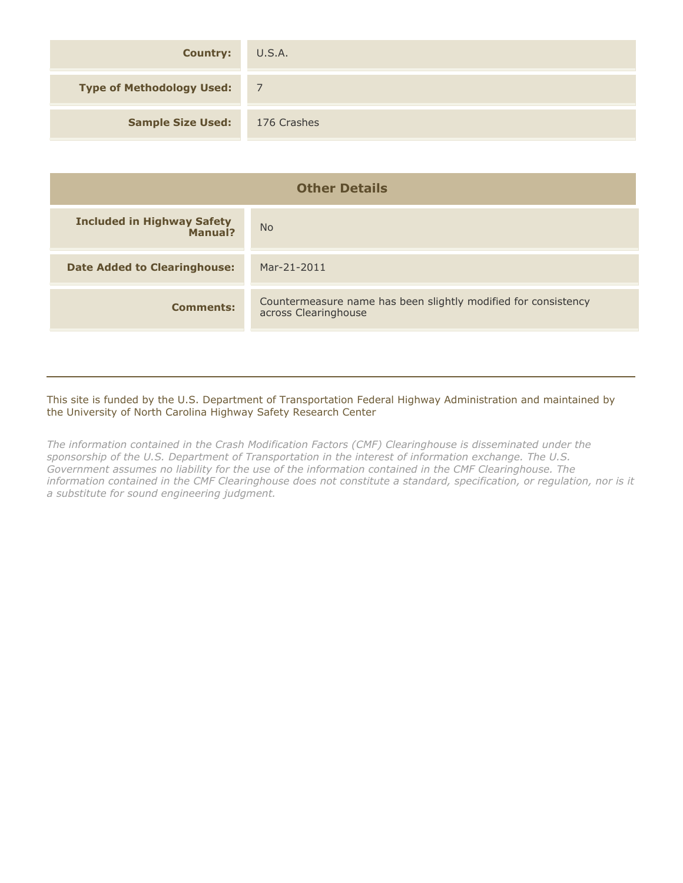| | |
|---|---|
| **Country:** | U.S.A. |
| **Type of Methodology Used:** | 7 |
| **Sample Size Used:** | 176 Crashes |

## Other Details

| | |
|---|---|
| **Included in Highway Safety Manual?** | No |
| **Date Added to Clearinghouse:** | Mar-21-2011 |
| **Comments:** | Countermeasure name has been slightly modified for consistency across Clearinghouse |

---

This site is funded by the U.S. Department of Transportation Federal Highway Administration and maintained by the University of North Carolina Highway Safety Research Center

*The information contained in the Crash Modification Factors (CMF) Clearinghouse is disseminated under the sponsorship of the U.S. Department of Transportation in the interest of information exchange. The U.S. Government assumes no liability for the use of the information contained in the CMF Clearinghouse. The information contained in the CMF Clearinghouse does not constitute a standard, specification, or regulation, nor is it a substitute for sound engineering judgment.*